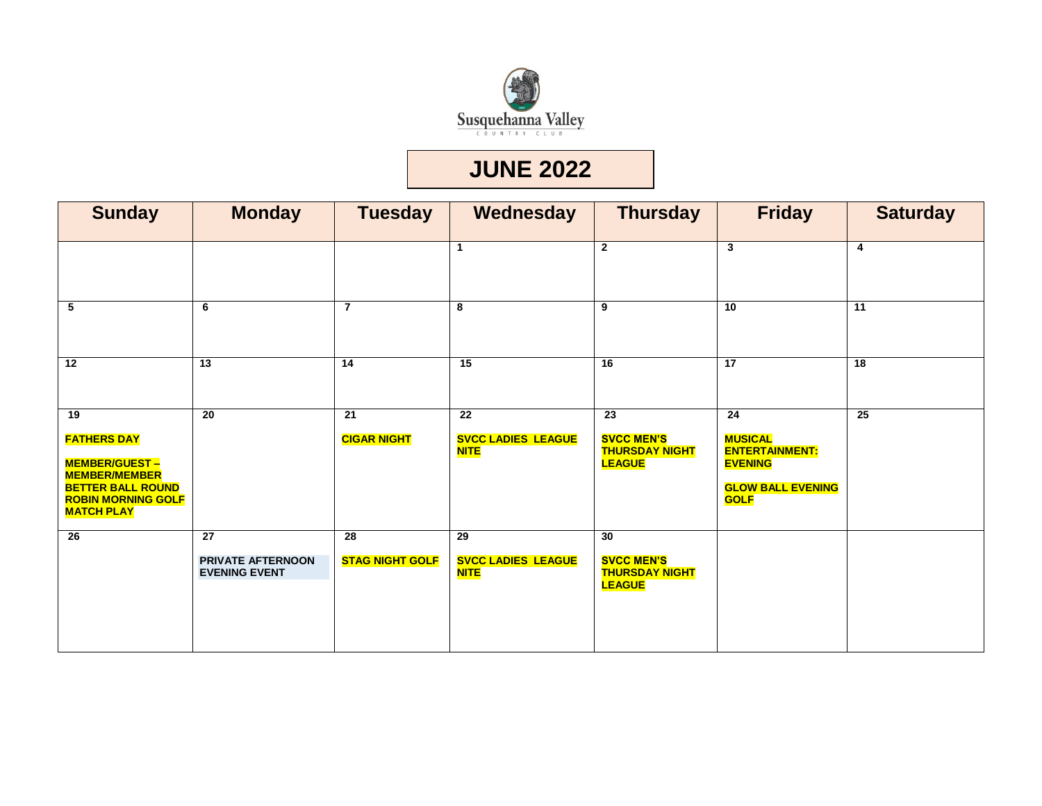Susquehanna Valley
COUNTRY CLUB

# JUNE 2022

| Sunday | Monday | Tuesday | Wednesday | Thursday | Friday | Saturday |
|---|---|---|---|---|---|---|
| | | | 1 | 2 | 3 | 4 |
| 5 | 6 | 7 | 8 | 9 | 10 | 11 |
| 12 | 13 | 14 | 15 | 16 | 17 | 18 |
| 19<br>**FATHERS DAY**<br>**MEMBER/GUEST – MEMBER/MEMBER BETTER BALL ROUND ROBIN MORNING GOLF MATCH PLAY** | 20 | 21<br>**CIGAR NIGHT** | 22<br>**SVCC LADIES LEAGUE NITE** | 23<br>**SVCC MEN'S THURSDAY NIGHT LEAGUE** | 24<br>**MUSICAL ENTERTAINMENT: EVENING**<br>**GLOW BALL EVENING GOLF** | 25 |
| 26 | 27<br>**PRIVATE AFTERNOON EVENING EVENT** | 28<br>**STAG NIGHT GOLF** | 29<br>**SVCC LADIES LEAGUE NITE** | 30<br>**SVCC MEN'S THURSDAY NIGHT LEAGUE** | | |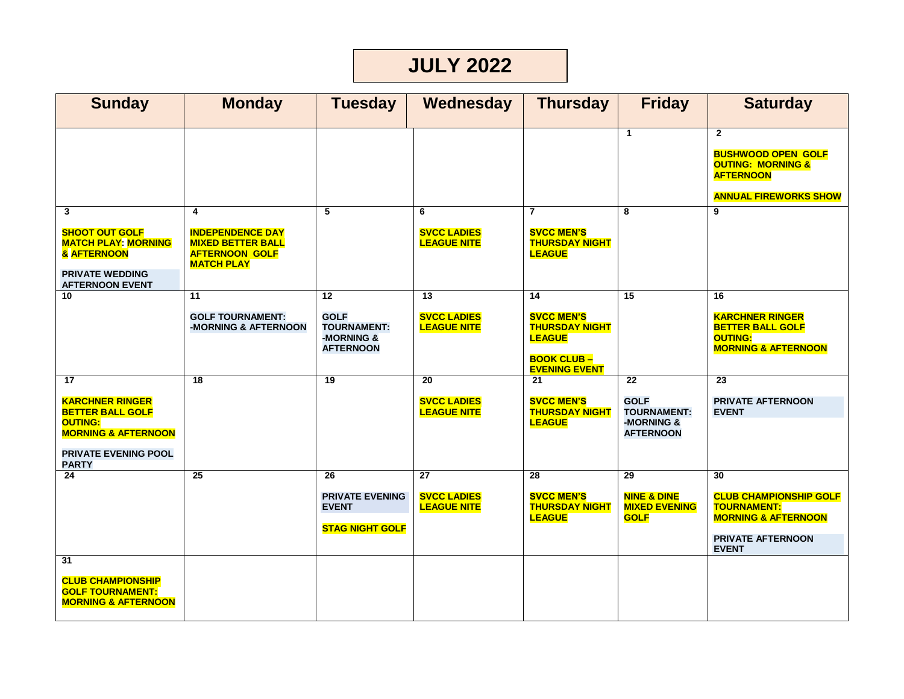# JULY 2022

| Sunday | Monday | Tuesday | Wednesday | Thursday | Friday | Saturday |
|---|---|---|---|---|---|---|
| | | | | | 1 | 2<br><br>**BUSHWOOD OPEN GOLF OUTING: MORNING & AFTERNOON**<br><br>**ANNUAL FIREWORKS SHOW** |
| 3<br><br>**SHOOT OUT GOLF MATCH PLAY: MORNING & AFTERNOON**<br><br>**PRIVATE WEDDING AFTERNOON EVENT** | 4<br><br>**INDEPENDENCE DAY MIXED BETTER BALL AFTERNOON GOLF MATCH PLAY** | 5 | 6<br><br>**SVCC LADIES LEAGUE NITE** | 7<br><br>**SVCC MEN'S THURSDAY NIGHT LEAGUE** | 8 | 9 |
| 10 | 11<br><br>**GOLF TOURNAMENT: -MORNING & AFTERNOON** | 12<br><br>**GOLF TOURNAMENT: -MORNING & AFTERNOON** | 13<br><br>**SVCC LADIES LEAGUE NITE** | 14<br><br>**SVCC MEN'S THURSDAY NIGHT LEAGUE**<br><br>**BOOK CLUB – EVENING EVENT** | 15 | 16<br><br>**KARCHNER RINGER BETTER BALL GOLF OUTING: MORNING & AFTERNOON** |
| 17<br><br>**KARCHNER RINGER BETTER BALL GOLF OUTING: MORNING & AFTERNOON**<br><br>**PRIVATE EVENING POOL PARTY** | 18 | 19 | 20<br><br>**SVCC LADIES LEAGUE NITE** | 21<br><br>**SVCC MEN'S THURSDAY NIGHT LEAGUE** | 22<br><br>**GOLF TOURNAMENT: -MORNING & AFTERNOON** | 23<br><br>**PRIVATE AFTERNOON EVENT** |
| 24 | 25 | 26<br><br>**PRIVATE EVENING EVENT**<br><br>**STAG NIGHT GOLF** | 27<br><br>**SVCC LADIES LEAGUE NITE** | 28<br><br>**SVCC MEN'S THURSDAY NIGHT LEAGUE** | 29<br><br>**NINE & DINE MIXED EVENING GOLF** | 30<br><br>**CLUB CHAMPIONSHIP GOLF TOURNAMENT: MORNING & AFTERNOON**<br><br>**PRIVATE AFTERNOON EVENT** |
| 31<br><br>**CLUB CHAMPIONSHIP GOLF TOURNAMENT: MORNING & AFTERNOON** | | | | | | |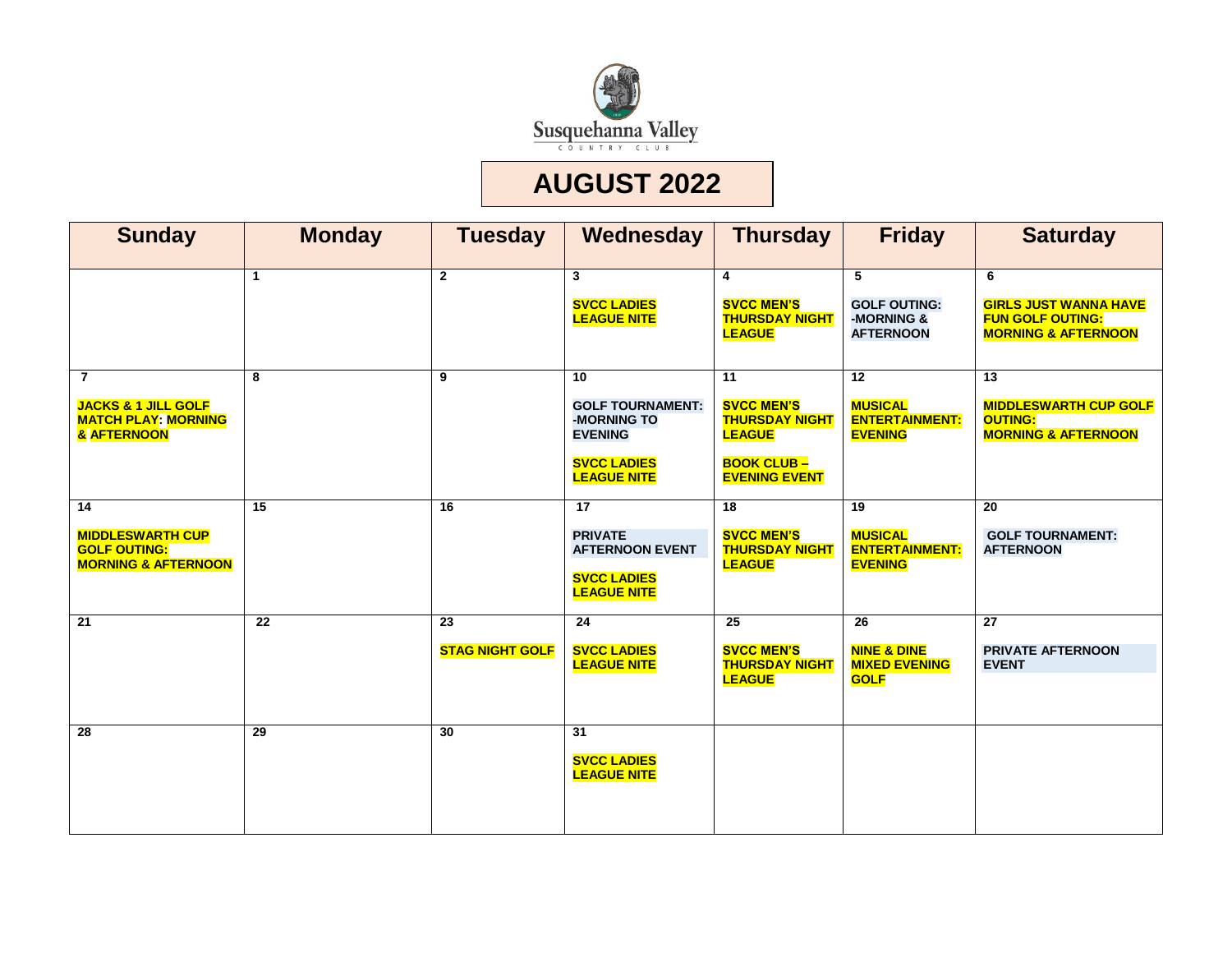Susquehanna Valley

COUNTRY CLUB

# AUGUST 2022

| Sunday | Monday | Tuesday | Wednesday | Thursday | Friday | Saturday |
|---|---|---|---|---|---|---|
| | **1** | **2** | **3**<br><br>**SVCC LADIES LEAGUE NITE** | **4**<br><br>**SVCC MEN'S THURSDAY NIGHT LEAGUE** | **5**<br><br>**GOLF OUTING: -MORNING & AFTERNOON** | **6**<br><br>**GIRLS JUST WANNA HAVE FUN GOLF OUTING: MORNING & AFTERNOON** |
| **7**<br><br>**JACKS & 1 JILL GOLF MATCH PLAY: MORNING & AFTERNOON** | **8** | **9** | **10**<br><br>**GOLF TOURNAMENT: -MORNING TO EVENING**<br><br>**SVCC LADIES LEAGUE NITE** | **11**<br><br>**SVCC MEN'S THURSDAY NIGHT LEAGUE**<br><br>**BOOK CLUB – EVENING EVENT** | **12**<br><br>**MUSICAL ENTERTAINMENT: EVENING** | **13**<br><br>**MIDDLESWARTH CUP GOLF OUTING: MORNING & AFTERNOON** |
| **14**<br><br>**MIDDLESWARTH CUP GOLF OUTING: MORNING & AFTERNOON** | **15** | **16** | **17**<br><br>**PRIVATE AFTERNOON EVENT**<br><br>**SVCC LADIES LEAGUE NITE** | **18**<br><br>**SVCC MEN'S THURSDAY NIGHT LEAGUE** | **19**<br><br>**MUSICAL ENTERTAINMENT: EVENING** | **20**<br><br>**GOLF TOURNAMENT: AFTERNOON** |
| **21** | **22** | **23**<br><br>**STAG NIGHT GOLF** | **24**<br><br>**SVCC LADIES LEAGUE NITE** | **25**<br><br>**SVCC MEN'S THURSDAY NIGHT LEAGUE** | **26**<br><br>**NINE & DINE MIXED EVENING GOLF** | **27**<br><br>**PRIVATE AFTERNOON EVENT** |
| **28** | **29** | **30** | **31**<br><br>**SVCC LADIES LEAGUE NITE** | | | |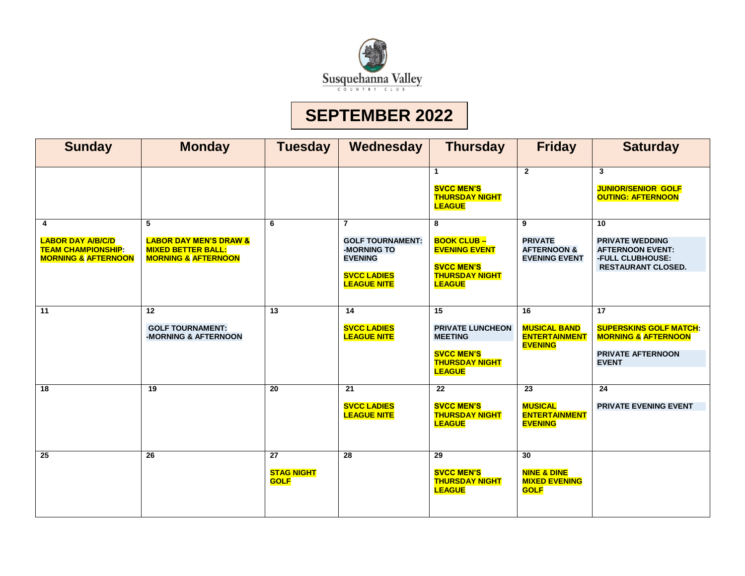Susquehanna Valley

COUNTRY CLUB

# SEPTEMBER 2022

| Sunday | Monday | Tuesday | Wednesday | Thursday | Friday | Saturday |
|---|---|---|---|---|---|---|
| | | | | **1**<br>**SVCC MEN'S THURSDAY NIGHT LEAGUE** | **2** | **3**<br>**JUNIOR/SENIOR GOLF OUTING: AFTERNOON** |
| **4**<br>**LABOR DAY A/B/C/D TEAM CHAMPIONSHIP: MORNING & AFTERNOON** | **5**<br>**LABOR DAY MEN'S DRAW & MIXED BETTER BALL: MORNING & AFTERNOON** | **6** | **7**<br>**GOLF TOURNAMENT: -MORNING TO EVENING**<br>**SVCC LADIES LEAGUE NITE** | **8**<br>**BOOK CLUB – EVENING EVENT**<br>**SVCC MEN'S THURSDAY NIGHT LEAGUE** | **9**<br>**PRIVATE AFTERNOON & EVENING EVENT** | **10**<br>**PRIVATE WEDDING AFTERNOON EVENT: -FULL CLUBHOUSE: RESTAURANT CLOSED.** |
| **11** | **12**<br>**GOLF TOURNAMENT: -MORNING & AFTERNOON** | **13** | **14**<br>**SVCC LADIES LEAGUE NITE** | **15**<br>**PRIVATE LUNCHEON MEETING**<br>**SVCC MEN'S THURSDAY NIGHT LEAGUE** | **16**<br>**MUSICAL BAND ENTERTAINMENT EVENING** | **17**<br>**SUPERSKINS GOLF MATCH: MORNING & AFTERNOON**<br>**PRIVATE AFTERNOON EVENT** |
| **18** | **19** | **20** | **21**<br>**SVCC LADIES LEAGUE NITE** | **22**<br>**SVCC MEN'S THURSDAY NIGHT LEAGUE** | **23**<br>**MUSICAL ENTERTAINMENT EVENING** | **24**<br>**PRIVATE EVENING EVENT** |
| **25** | **26** | **27**<br>**STAG NIGHT GOLF** | **28** | **29**<br>**SVCC MEN'S THURSDAY NIGHT LEAGUE** | **30**<br>**NINE & DINE MIXED EVENING GOLF** | |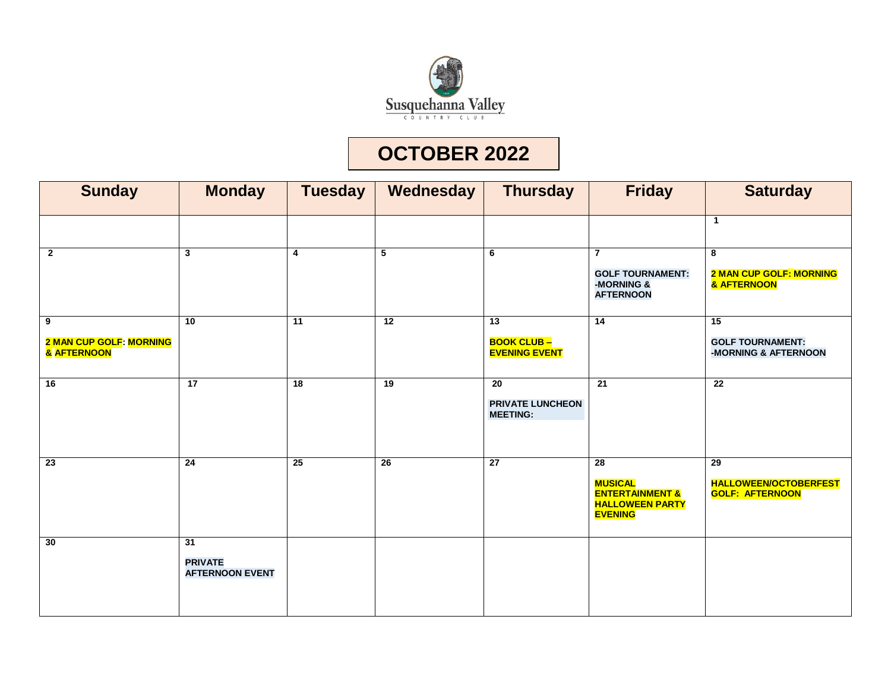Susquehanna Valley
COUNTRY CLUB

# OCTOBER 2022

| Sunday | Monday | Tuesday | Wednesday | Thursday | Friday | Saturday |
|---|---|---|---|---|---|---|
| | | | | | | 1 |
| 2 | 3 | 4 | 5 | 6 | 7<br>**GOLF TOURNAMENT: -MORNING & AFTERNOON** | 8<br>**2 MAN CUP GOLF: MORNING & AFTERNOON** |
| 9<br>**2 MAN CUP GOLF: MORNING & AFTERNOON** | 10 | 11 | 12 | 13<br>**BOOK CLUB – EVENING EVENT** | 14 | 15<br>**GOLF TOURNAMENT: -MORNING & AFTERNOON** |
| 16 | 17 | 18 | 19 | 20<br>**PRIVATE LUNCHEON MEETING:** | 21 | 22 |
| 23 | 24 | 25 | 26 | 27 | 28<br>**MUSICAL ENTERTAINMENT & HALLOWEEN PARTY EVENING** | 29<br>**HALLOWEEN/OCTOBERFEST GOLF: AFTERNOON** |
| 30 | 31<br>**PRIVATE AFTERNOON EVENT** | | | | | |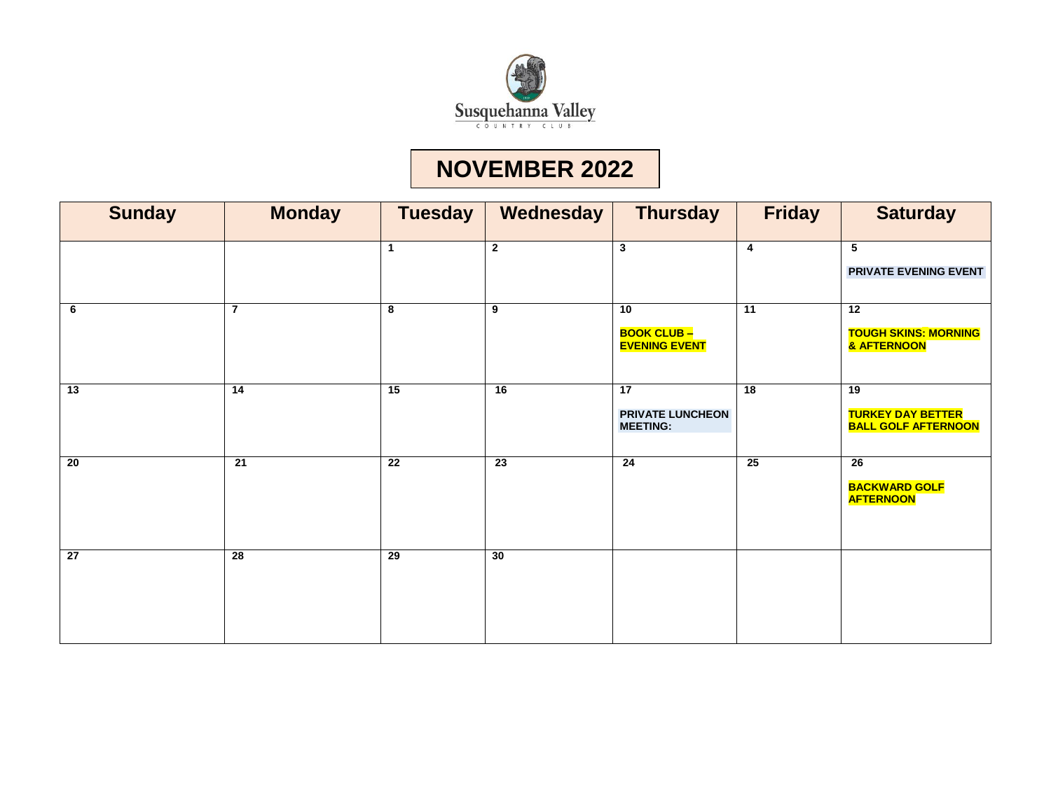Susquehanna Valley
COUNTRY CLUB

# NOVEMBER 2022

| Sunday | Monday | Tuesday | Wednesday | Thursday | Friday | Saturday |
|---|---|---|---|---|---|---|
| | | 1 | 2 | 3 | 4 | 5<br>**PRIVATE EVENING EVENT** |
| 6 | 7 | 8 | 9 | 10<br>**BOOK CLUB – EVENING EVENT** | 11 | 12<br>**TOUGH SKINS: MORNING & AFTERNOON** |
| 13 | 14 | 15 | 16 | 17<br>**PRIVATE LUNCHEON MEETING:** | 18 | 19<br>**TURKEY DAY BETTER BALL GOLF AFTERNOON** |
| 20 | 21 | 22 | 23 | 24 | 25 | 26<br>**BACKWARD GOLF AFTERNOON** |
| 27 | 28 | 29 | 30 | | | |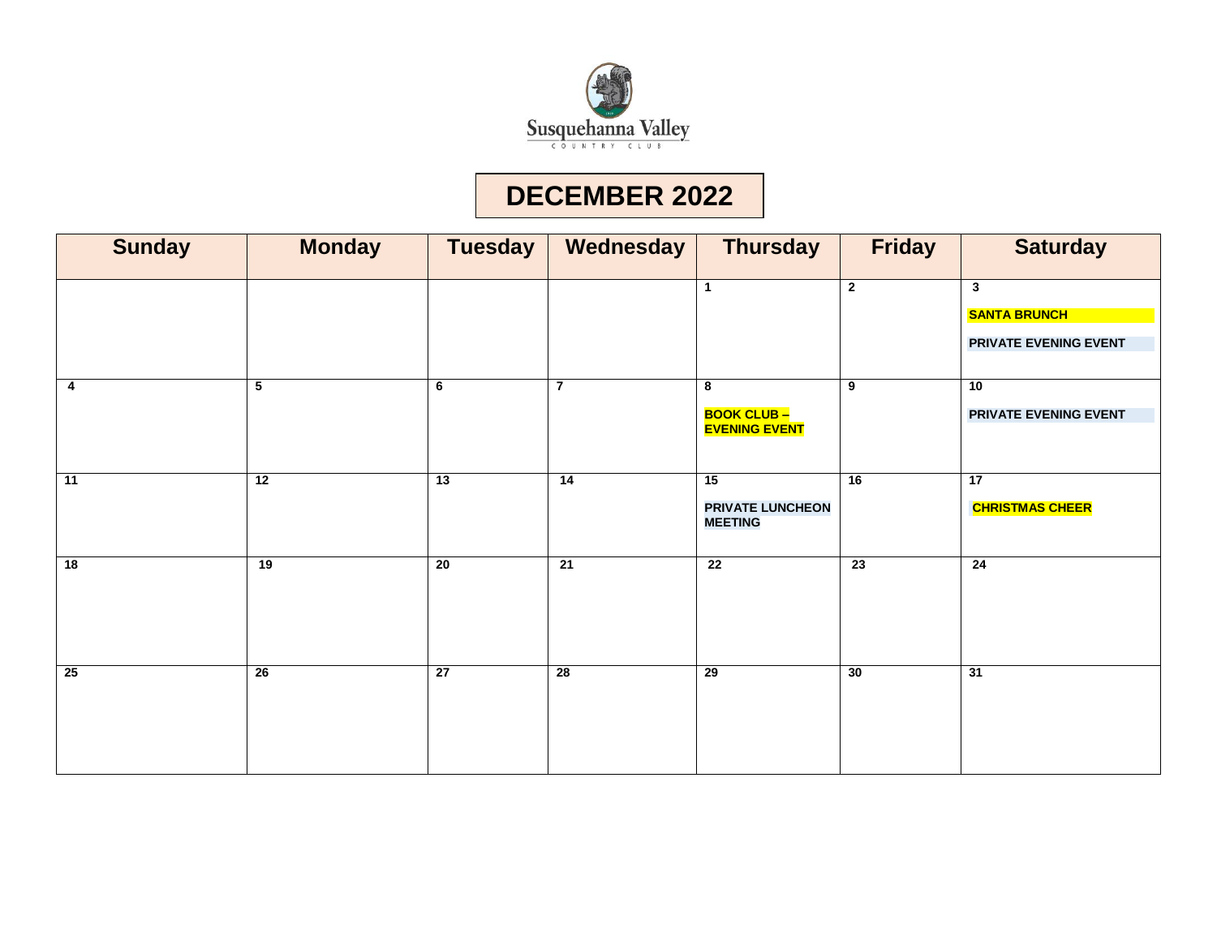Susquehanna Valley

COUNTRY CLUB

# DECEMBER 2022

| Sunday | Monday | Tuesday | Wednesday | Thursday | Friday | Saturday |
|---|---|---|---|---|---|---|
| | | | | 1 | 2 | 3<br>**SANTA BRUNCH**<br>**PRIVATE EVENING EVENT** |
| 4 | 5 | 6 | 7 | 8<br>**BOOK CLUB – EVENING EVENT** | 9 | 10<br>**PRIVATE EVENING EVENT** |
| 11 | 12 | 13 | 14 | 15<br>**PRIVATE LUNCHEON MEETING** | 16 | 17<br>**CHRISTMAS CHEER** |
| 18 | 19 | 20 | 21 | 22 | 23 | 24 |
| 25 | 26 | 27 | 28 | 29 | 30 | 31 |